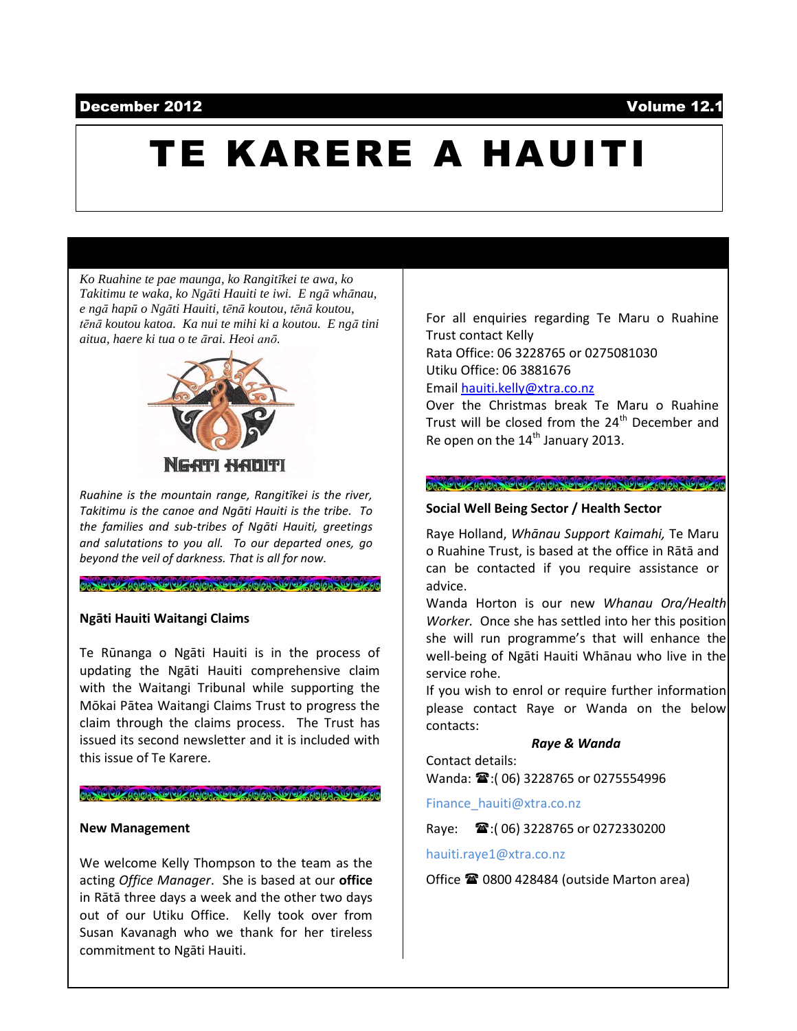December 2012 Volume 12.1

# TE KARERE A HAUITI

*Ko Ruahine te pae maunga, ko Rangitīkei te awa, ko Takitimu te waka, ko Ngāti Hauiti te iwi. E ngā whānau, e ngā hapū o Ngāti Hauiti, tēnā koutou, tēnā koutou, tēnā koutou katoa. Ka nui te mihi ki a koutou. E ngā tini aitua, haere ki tua o te ārai. Heoi anō.*

NGATI HAUITI

*Ruahine is the mountain range, Rangitīkei is the river, Takitimu is the canoe and Ngāti Hauiti is the tribe. To the families and sub-tribes of Ngāti Hauiti, greetings and salutations to you all. To our departed ones, go beyond the veil of darkness. That is all for now.*

### Ngāti Hauiti Waitangi Claims

Te Rūnanga o Ngāti Hauiti is in the process of updating the Ngāti Hauiti comprehensive claim with the Waitangi Tribunal while supporting the Mōkai Pātea Waitangi Claims Trust to progress the claim through the claims process. The Trust has issued its second newsletter and it is included with this issue of Te Karere.

### New Management

We welcome Kelly Thompson to the team as the acting *Office Manager*. She is based at our **office** in Rātā three days a week and the other two days out of our Utiku Office. Kelly took over from Susan Kavanagh who we thank for her tireless commitment to Ngāti Hauiti.

For all enquiries regarding Te Maru o Ruahine Trust contact Kelly
Rata Office: 06 3228765 or 0275081030
Utiku Office: 06 3881676
Email hauiti.kelly@xtra.co.nz
Over the Christmas break Te Maru o Ruahine Trust will be closed from the 24th December and Re open on the 14th January 2013.

### Social Well Being Sector / Health Sector

Raye Holland, *Whānau Support Kaimahi,* Te Maru o Ruahine Trust, is based at the office in Rātā and can be contacted if you require assistance or advice.
Wanda Horton is our new *Whanau Ora/Health Worker.* Once she has settled into her this position she will run programme's that will enhance the well-being of Ngāti Hauiti Whānau who live in the service rohe.
If you wish to enrol or require further information please contact Raye or Wanda on the below contacts:

***Raye & Wanda***

Contact details:
Wanda: ☎:( 06) 3228765 or 0275554996

Finance_hauiti@xtra.co.nz

Raye: ☎:( 06) 3228765 or 0272330200

hauiti.raye1@xtra.co.nz

Office ☎ 0800 428484 (outside Marton area)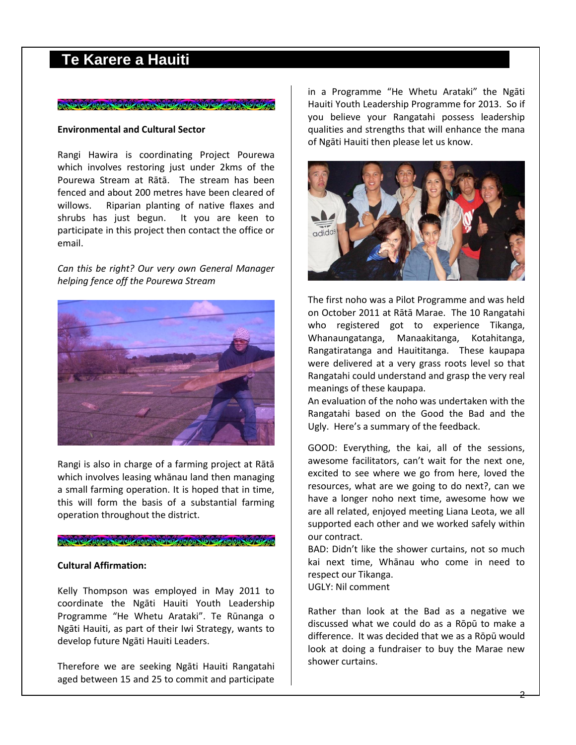# Te Karere a Hauiti

**Environmental and Cultural Sector**

Rangi Hawira is coordinating Project Pourewa which involves restoring just under 2kms of the Pourewa Stream at Rātā. The stream has been fenced and about 200 metres have been cleared of willows. Riparian planting of native flaxes and shrubs has just begun. It you are keen to participate in this project then contact the office or email.

*Can this be right? Our very own General Manager helping fence off the Pourewa Stream*

Rangi is also in charge of a farming project at Rātā which involves leasing whānau land then managing a small farming operation. It is hoped that in time, this will form the basis of a substantial farming operation throughout the district.

**Cultural Affirmation:**

Kelly Thompson was employed in May 2011 to coordinate the Ngāti Hauiti Youth Leadership Programme "He Whetu Arataki". Te Rūnanga o Ngāti Hauiti, as part of their Iwi Strategy, wants to develop future Ngāti Hauiti Leaders.

Therefore we are seeking Ngāti Hauiti Rangatahi aged between 15 and 25 to commit and participate in a Programme "He Whetu Arataki" the Ngāti Hauiti Youth Leadership Programme for 2013. So if you believe your Rangatahi possess leadership qualities and strengths that will enhance the mana of Ngāti Hauiti then please let us know.

The first noho was a Pilot Programme and was held on October 2011 at Rātā Marae. The 10 Rangatahi who registered got to experience Tikanga, Whanaungatanga, Manaakitanga, Kotahitanga, Rangatiratanga and Hauititanga. These kaupapa were delivered at a very grass roots level so that Rangatahi could understand and grasp the very real meanings of these kaupapa.

An evaluation of the noho was undertaken with the Rangatahi based on the Good the Bad and the Ugly. Here's a summary of the feedback.

GOOD: Everything, the kai, all of the sessions, awesome facilitators, can't wait for the next one, excited to see where we go from here, loved the resources, what are we going to do next?, can we have a longer noho next time, awesome how we are all related, enjoyed meeting Liana Leota, we all supported each other and we worked safely within our contract.

BAD: Didn't like the shower curtains, not so much kai next time, Whānau who come in need to respect our Tikanga.

UGLY: Nil comment

Rather than look at the Bad as a negative we discussed what we could do as a Rōpū to make a difference. It was decided that we as a Rōpū would look at doing a fundraiser to buy the Marae new shower curtains.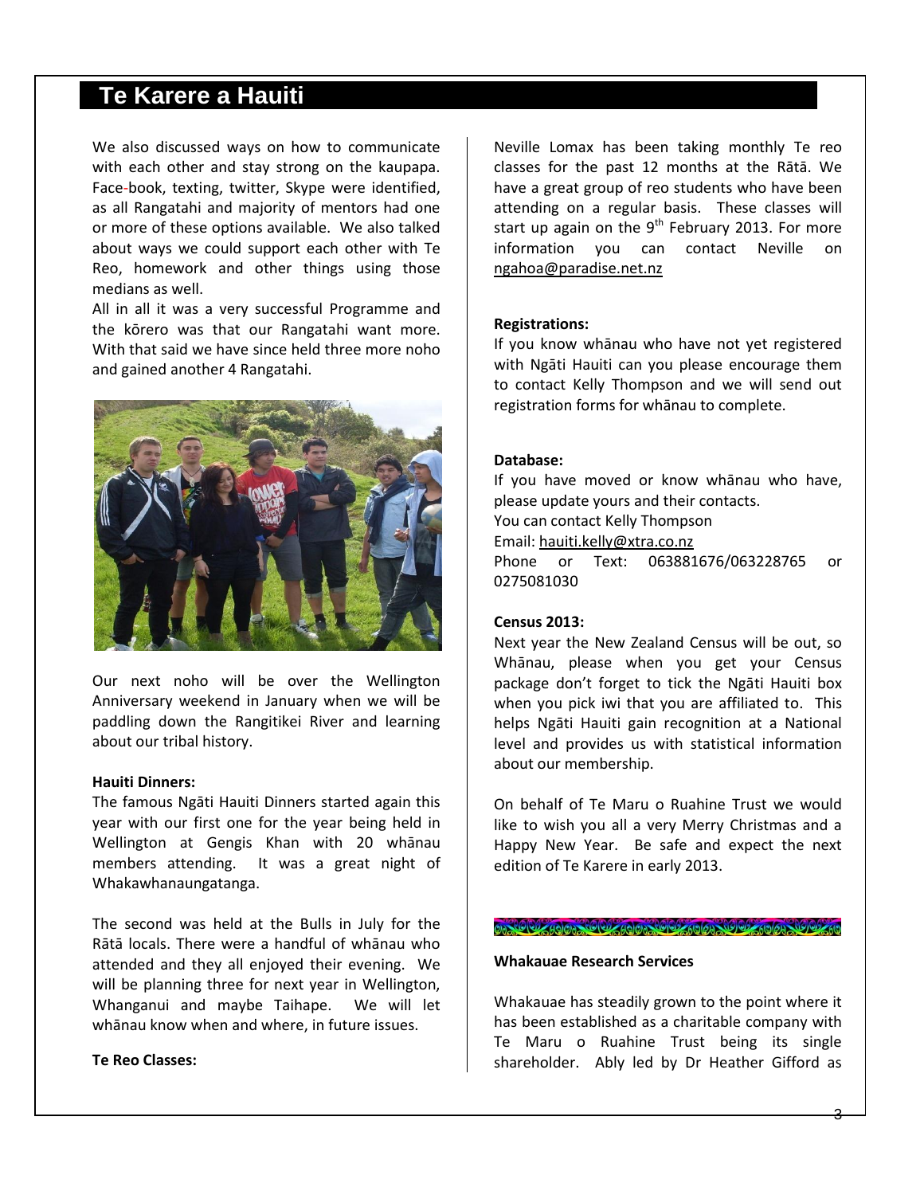## Te Karere a Hauiti

We also discussed ways on how to communicate with each other and stay strong on the kaupapa. Face-book, texting, twitter, Skype were identified, as all Rangatahi and majority of mentors had one or more of these options available. We also talked about ways we could support each other with Te Reo, homework and other things using those medians as well.

All in all it was a very successful Programme and the kōrero was that our Rangatahi want more. With that said we have since held three more noho and gained another 4 Rangatahi.

Our next noho will be over the Wellington Anniversary weekend in January when we will be paddling down the Rangitikei River and learning about our tribal history.

**Hauiti Dinners:**

The famous Ngāti Hauiti Dinners started again this year with our first one for the year being held in Wellington at Gengis Khan with 20 whānau members attending. It was a great night of Whakawhanaungatanga.

The second was held at the Bulls in July for the Rātā locals. There were a handful of whānau who attended and they all enjoyed their evening. We will be planning three for next year in Wellington, Whanganui and maybe Taihape. We will let whānau know when and where, in future issues.

**Te Reo Classes:**

Neville Lomax has been taking monthly Te reo classes for the past 12 months at the Rātā. We have a great group of reo students who have been attending on a regular basis. These classes will start up again on the 9th February 2013. For more information you can contact Neville on ngahoa@paradise.net.nz

**Registrations:**

If you know whānau who have not yet registered with Ngāti Hauiti can you please encourage them to contact Kelly Thompson and we will send out registration forms for whānau to complete.

**Database:**

If you have moved or know whānau who have, please update yours and their contacts.
You can contact Kelly Thompson
Email: hauiti.kelly@xtra.co.nz
Phone or Text: 063881676/063228765 or 0275081030

**Census 2013:**

Next year the New Zealand Census will be out, so Whānau, please when you get your Census package don't forget to tick the Ngāti Hauiti box when you pick iwi that you are affiliated to. This helps Ngāti Hauiti gain recognition at a National level and provides us with statistical information about our membership.

On behalf of Te Maru o Ruahine Trust we would like to wish you all a very Merry Christmas and a Happy New Year. Be safe and expect the next edition of Te Karere in early 2013.

**Whakauae Research Services**

Whakauae has steadily grown to the point where it has been established as a charitable company with Te Maru o Ruahine Trust being its single shareholder. Ably led by Dr Heather Gifford as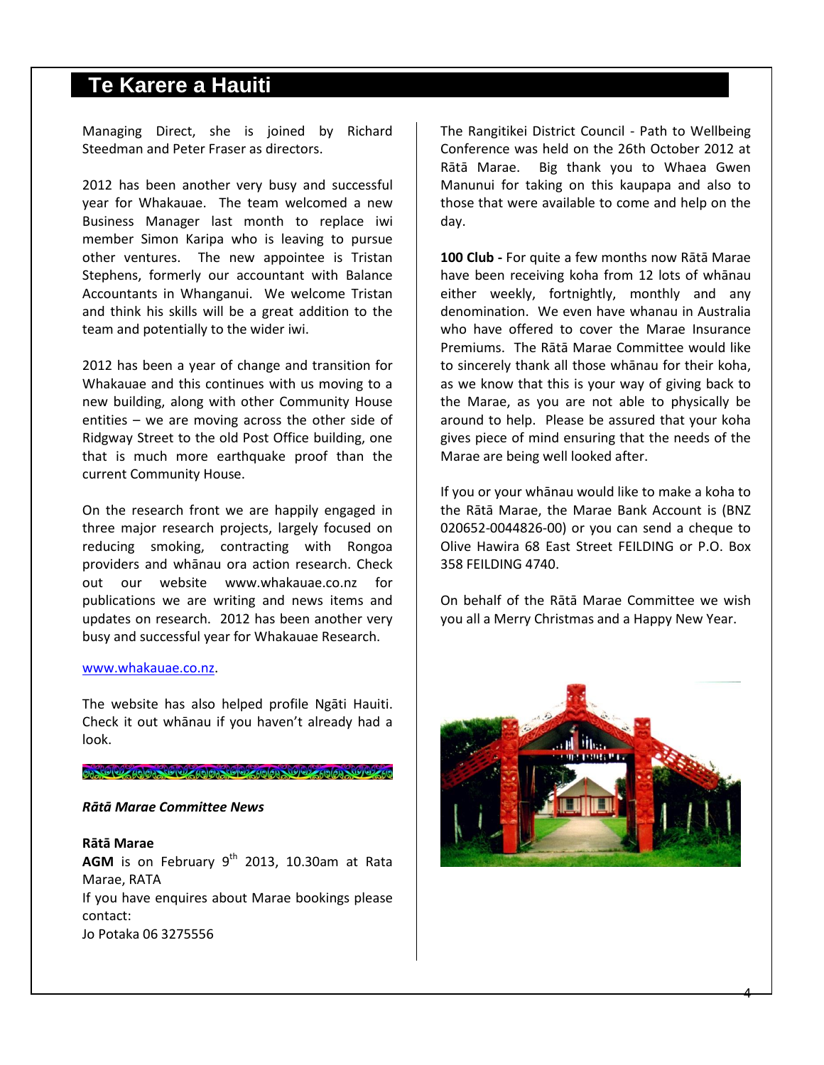# Te Karere a Hauiti

Managing Direct, she is joined by Richard Steedman and Peter Fraser as directors.

2012 has been another very busy and successful year for Whakauae. The team welcomed a new Business Manager last month to replace iwi member Simon Karipa who is leaving to pursue other ventures. The new appointee is Tristan Stephens, formerly our accountant with Balance Accountants in Whanganui. We welcome Tristan and think his skills will be a great addition to the team and potentially to the wider iwi.

2012 has been a year of change and transition for Whakauae and this continues with us moving to a new building, along with other Community House entities – we are moving across the other side of Ridgway Street to the old Post Office building, one that is much more earthquake proof than the current Community House.

On the research front we are happily engaged in three major research projects, largely focused on reducing smoking, contracting with Rongoa providers and whānau ora action research. Check out our website www.whakauae.co.nz for publications we are writing and news items and updates on research. 2012 has been another very busy and successful year for Whakauae Research.

www.whakauae.co.nz.

The website has also helped profile Ngāti Hauiti. Check it out whānau if you haven't already had a look.

***Rātā Marae Committee News***

**Rātā Marae**

**AGM** is on February 9th 2013, 10.30am at Rata Marae, RATA

If you have enquires about Marae bookings please contact:

Jo Potaka 06 3275556

The Rangitikei District Council - Path to Wellbeing Conference was held on the 26th October 2012 at Rātā Marae. Big thank you to Whaea Gwen Manunui for taking on this kaupapa and also to those that were available to come and help on the day.

**100 Club -** For quite a few months now Rātā Marae have been receiving koha from 12 lots of whānau either weekly, fortnightly, monthly and any denomination. We even have whanau in Australia who have offered to cover the Marae Insurance Premiums. The Rātā Marae Committee would like to sincerely thank all those whānau for their koha, as we know that this is your way of giving back to the Marae, as you are not able to physically be around to help. Please be assured that your koha gives piece of mind ensuring that the needs of the Marae are being well looked after.

If you or your whānau would like to make a koha to the Rātā Marae, the Marae Bank Account is (BNZ 020652-0044826-00) or you can send a cheque to Olive Hawira 68 East Street FEILDING or P.O. Box 358 FEILDING 4740.

On behalf of the Rātā Marae Committee we wish you all a Merry Christmas and a Happy New Year.